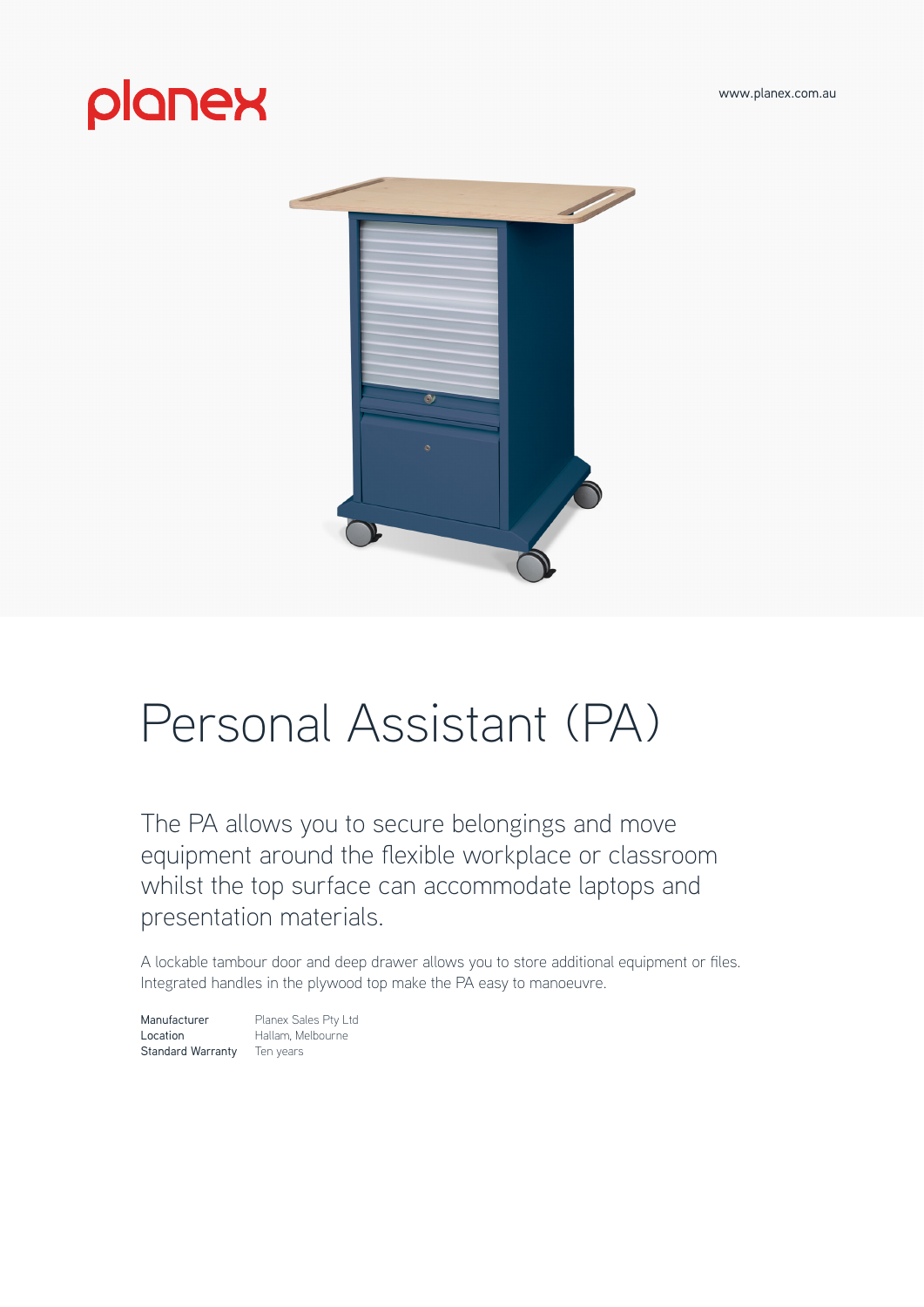planex

www.planex.com.au

# Personal Assistant (PA)

The PA allows you to secure belongings and move equipment around the flexible workplace or classroom whilst the top surface can accommodate laptops and presentation materials.

A lockable tambour door and deep drawer allows you to store additional equipment or files. Integrated handles in the plywood top make the PA easy to manoeuvre.

| | |
|---|---|
| Manufacturer | Planex Sales Pty Ltd |
| Location | Hallam, Melbourne |
| Standard Warranty | Ten years |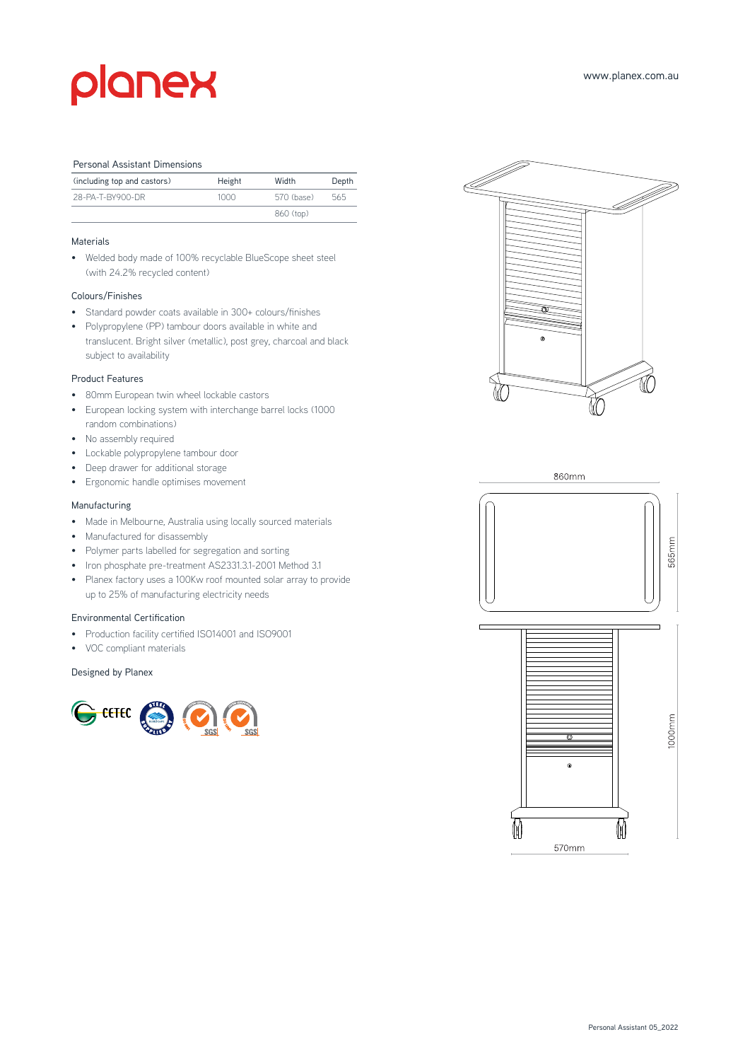planex

www.planex.com.au

Personal Assistant Dimensions

| (including top and castors) | Height | Width | Depth |
|---|---|---|---|
| 28-PA-T-BY900-DR | 1000 | 570 (base) | 565 |
| | | 860 (top) | |

### Materials

- Welded body made of 100% recyclable BlueScope sheet steel (with 24.2% recycled content)

### Colours/Finishes

- Standard powder coats available in 300+ colours/finishes
- Polypropylene (PP) tambour doors available in white and translucent. Bright silver (metallic), post grey, charcoal and black subject to availability

### Product Features

- 80mm European twin wheel lockable castors
- European locking system with interchange barrel locks (1000 random combinations)
- No assembly required
- Lockable polypropylene tambour door
- Deep drawer for additional storage
- Ergonomic handle optimises movement

### Manufacturing

- Made in Melbourne, Australia using locally sourced materials
- Manufactured for disassembly
- Polymer parts labelled for segregation and sorting
- Iron phosphate pre-treatment AS2331.3.1-2001 Method 3.1
- Planex factory uses a 100Kw roof mounted solar array to provide up to 25% of manufacturing electricity needs

### Environmental Certification

- Production facility certified ISO14001 and ISO9001
- VOC compliant materials

Designed by Planex

860mm

565mm

1000mm

570mm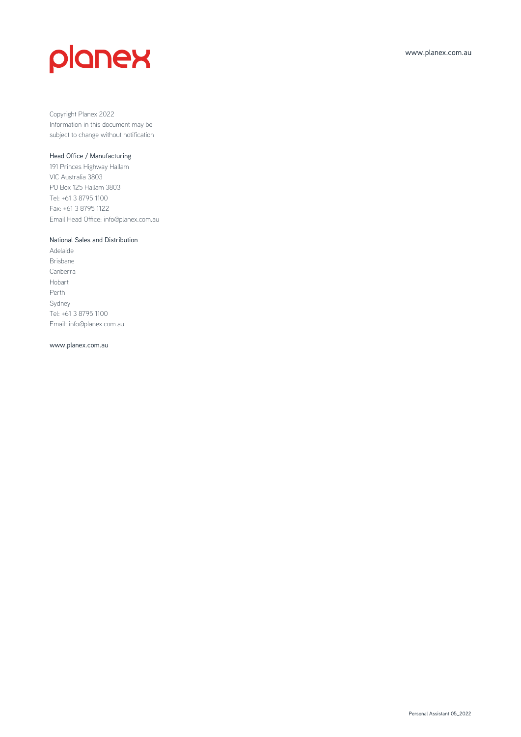planex

www.planex.com.au

Copyright Planex 2022
Information in this document may be
subject to change without notification

Head Office / Manufacturing
191 Princes Highway Hallam
VIC Australia 3803
PO Box 125 Hallam 3803
Tel: +61 3 8795 1100
Fax: +61 3 8795 1122
Email Head Office: info@planex.com.au

National Sales and Distribution
Adelaide
Brisbane
Canberra
Hobart
Perth
Sydney
Tel: +61 3 8795 1100
Email: info@planex.com.au

www.planex.com.au

Personal Assistant 05_2022